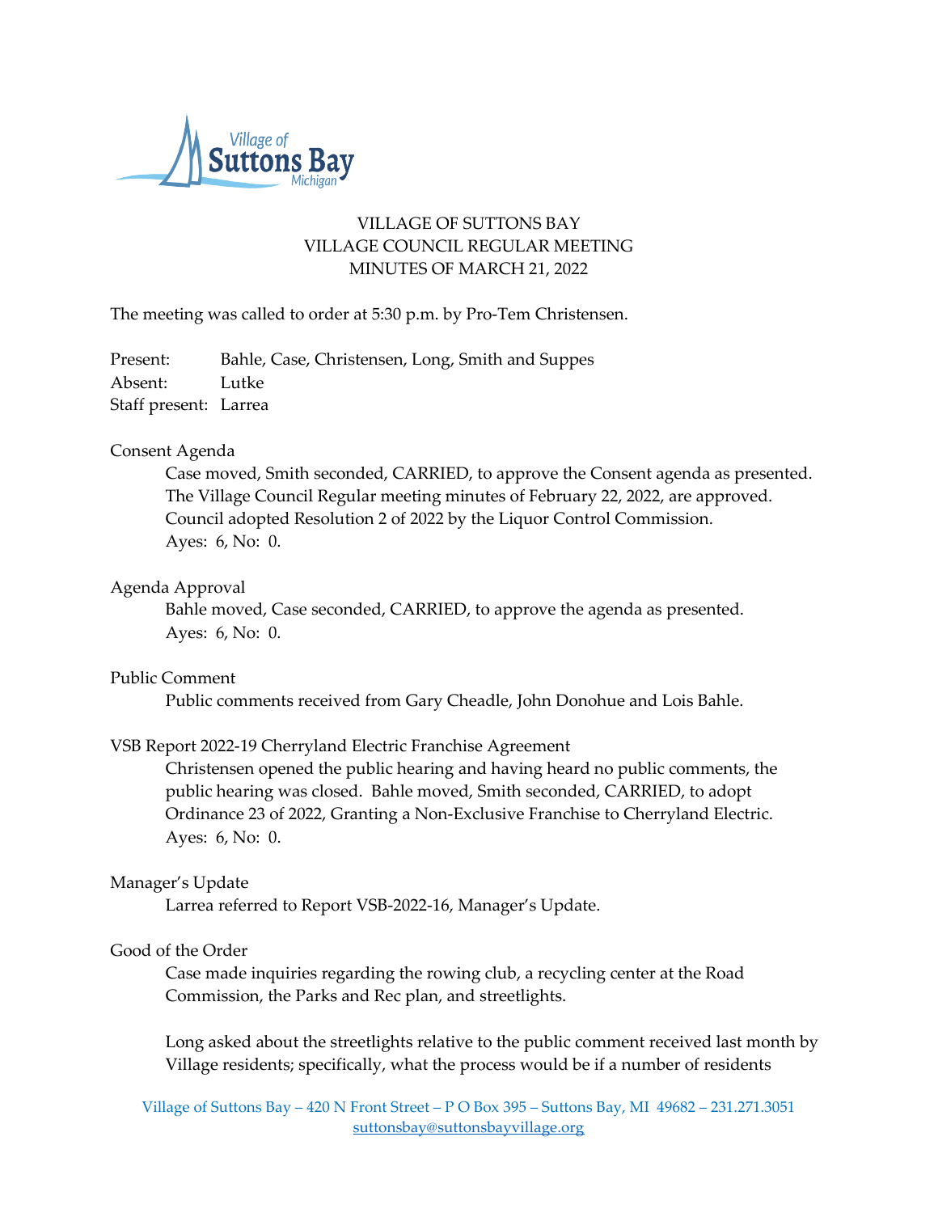VILLAGE OF SUTTONS BAY
VILLAGE COUNCIL REGULAR MEETING
MINUTES OF MARCH 21, 2022

The meeting was called to order at 5:30 p.m. by Pro-Tem Christensen.

Present: Bahle, Case, Christensen, Long, Smith and Suppes
Absent: Lutke
Staff present: Larrea

Consent Agenda

Case moved, Smith seconded, CARRIED, to approve the Consent agenda as presented. The Village Council Regular meeting minutes of February 22, 2022, are approved. Council adopted Resolution 2 of 2022 by the Liquor Control Commission.
Ayes: 6, No: 0.

Agenda Approval

Bahle moved, Case seconded, CARRIED, to approve the agenda as presented.
Ayes: 6, No: 0.

Public Comment

Public comments received from Gary Cheadle, John Donohue and Lois Bahle.

VSB Report 2022-19 Cherryland Electric Franchise Agreement

Christensen opened the public hearing and having heard no public comments, the public hearing was closed. Bahle moved, Smith seconded, CARRIED, to adopt Ordinance 23 of 2022, Granting a Non-Exclusive Franchise to Cherryland Electric.
Ayes: 6, No: 0.

Manager's Update

Larrea referred to Report VSB-2022-16, Manager's Update.

Good of the Order

Case made inquiries regarding the rowing club, a recycling center at the Road Commission, the Parks and Rec plan, and streetlights.

Long asked about the streetlights relative to the public comment received last month by Village residents; specifically, what the process would be if a number of residents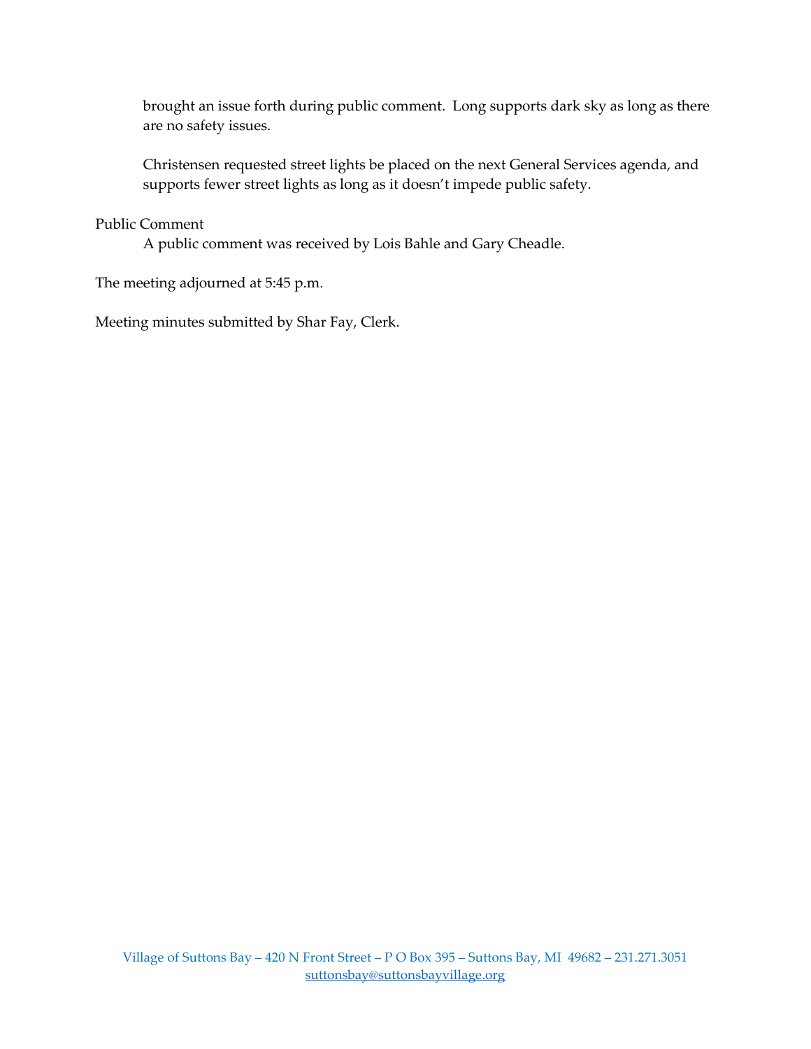brought an issue forth during public comment. Long supports dark sky as long as there are no safety issues.

Christensen requested street lights be placed on the next General Services agenda, and supports fewer street lights as long as it doesn't impede public safety.

Public Comment

A public comment was received by Lois Bahle and Gary Cheadle.

The meeting adjourned at 5:45 p.m.

Meeting minutes submitted by Shar Fay, Clerk.